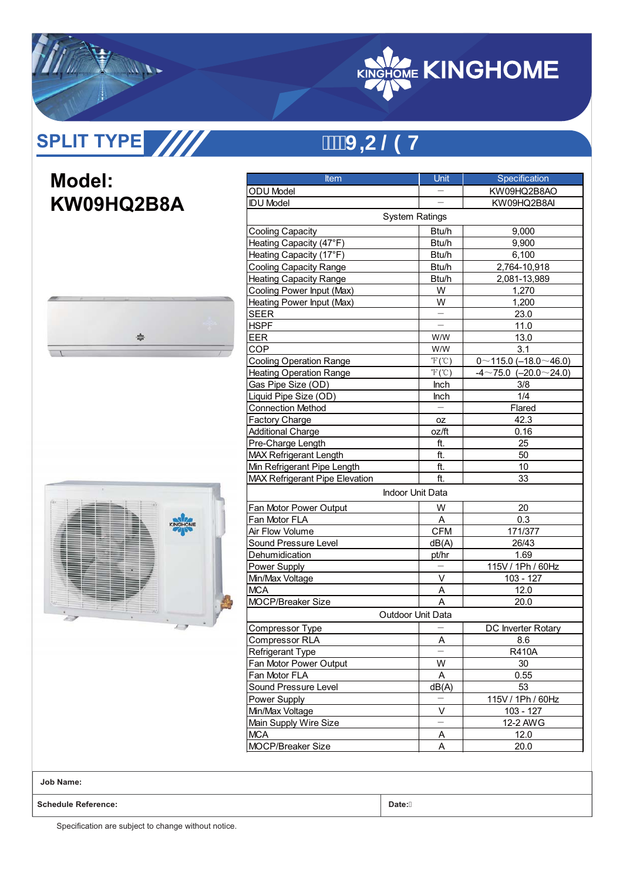KINGHOME

## SPLIT TYPE

9,2 / ( 7

# Model: KW09HQ2B8A

| Item | Unit | Specification |
|---|---|---|
| ODU Model | — | KW09HQ2B8AO |
| IDU Model | — | KW09HQ2B8AI |
| System Ratings | | |
| Cooling Capacity | Btu/h | 9,000 |
| Heating Capacity (47°F) | Btu/h | 9,900 |
| Heating Capacity (17°F) | Btu/h | 6,100 |
| Cooling Capacity Range | Btu/h | 2,764-10,918 |
| Heating Capacity Range | Btu/h | 2,081-13,989 |
| Cooling Power Input (Max) | W | 1,270 |
| Heating Power Input (Max) | W | 1,200 |
| SEER | — | 23.0 |
| HSPF | — | 11.0 |
| EER | W/W | 13.0 |
| COP | W/W | 3.1 |
| Cooling Operation Range | ℉(℃) | 0～115.0 (–18.0～46.0) |
| Heating Operation Range | ℉(℃) | -4～75.0 (–20.0～24.0) |
| Gas Pipe Size (OD) | Inch | 3/8 |
| Liquid Pipe Size (OD) | Inch | 1/4 |
| Connection Method | — | Flared |
| Factory Charge | oz | 42.3 |
| Additional Charge | oz/ft | 0.16 |
| Pre-Charge Length | ft. | 25 |
| MAX Refrigerant Length | ft. | 50 |
| Min Refrigerant Pipe Length | ft. | 10 |
| MAX Refrigerant Pipe Elevation | ft. | 33 |
| Indoor Unit Data | | |
| Fan Motor Power Output | W | 20 |
| Fan Motor FLA | A | 0.3 |
| Air Flow Volume | CFM | 171/377 |
| Sound Pressure Level | dB(A) | 26/43 |
| Dehumidication | pt/hr | 1.69 |
| Power Supply | — | 115V / 1Ph / 60Hz |
| Min/Max Voltage | V | 103 - 127 |
| MCA | A | 12.0 |
| MOCP/Breaker Size | A | 20.0 |
| Outdoor Unit Data | | |
| Compressor Type | — | DC Inverter Rotary |
| Compressor RLA | A | 8.6 |
| Refrigerant Type | — | R410A |
| Fan Motor Power Output | W | 30 |
| Fan Motor FLA | A | 0.55 |
| Sound Pressure Level | dB(A) | 53 |
| Power Supply | — | 115V / 1Ph / 60Hz |
| Min/Max Voltage | V | 103 - 127 |
| Main Supply Wire Size | — | 12-2 AWG |
| MCA | A | 12.0 |
| MOCP/Breaker Size | A | 20.0 |

| **Job Name:** | |
|---|---|
| **Schedule Reference:** | **Date:** |

Specification are subject to change without notice.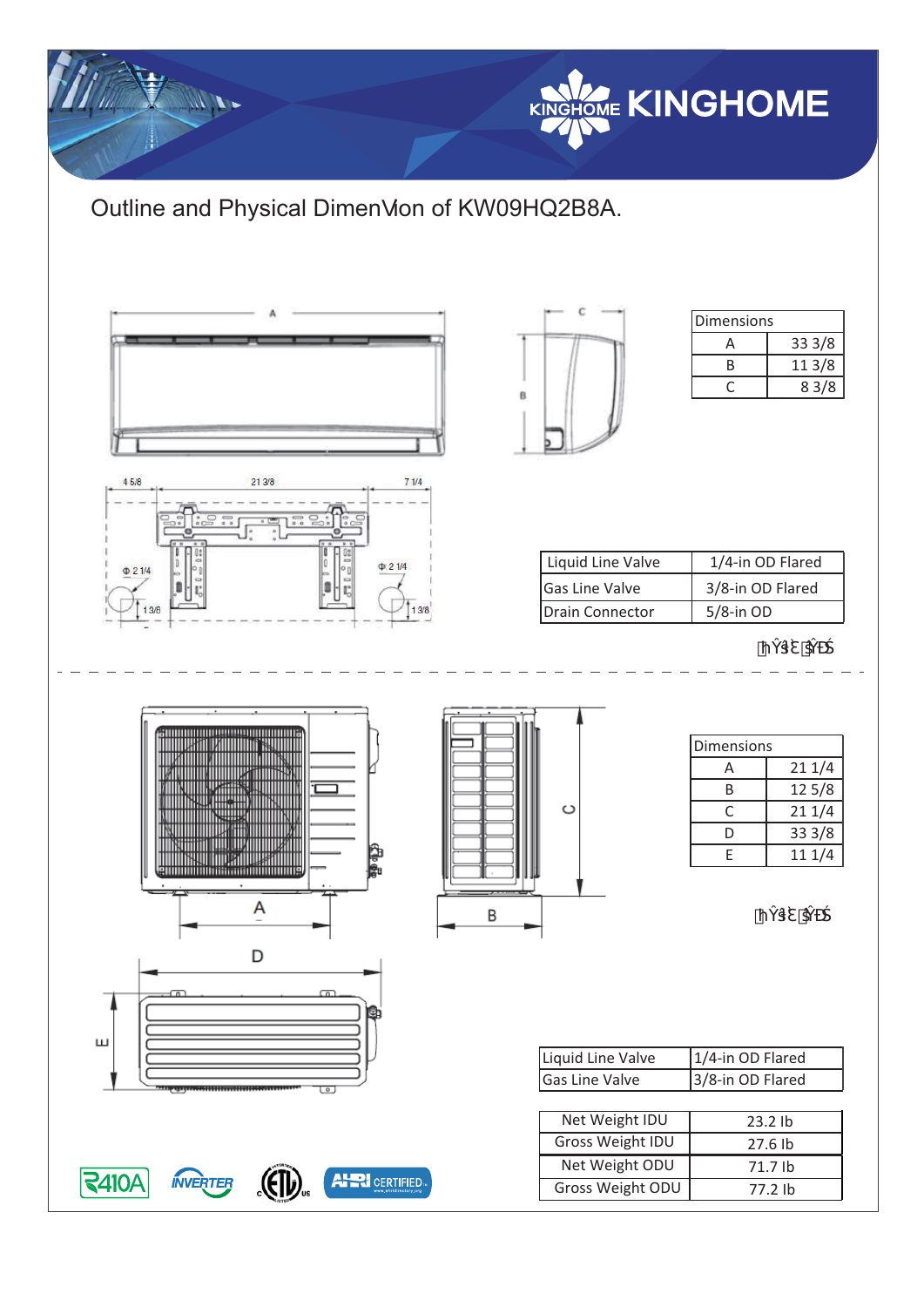# Outline and Physical DimenVion of KW09HQ2B8A.

| Dimensions | |
|---|---|
| A | 33 3/8 |
| B | 11 3/8 |
| C | 8 3/8 |

| Liquid Line Valve | 1/4-in OD Flared |
|---|---|
| Gas Line Valve | 3/8-in OD Flared |
| Drain Connector | 5/8-in OD |

| Dimensions | |
|---|---|
| A | 21 1/4 |
| B | 12 5/8 |
| C | 21 1/4 |
| D | 33 3/8 |
| E | 11 1/4 |

| Liquid Line Valve | 1/4-in OD Flared |
|---|---|
| Gas Line Valve | 3/8-in OD Flared |

| Net Weight IDU | 23.2 lb |
|---|---|
| Gross Weight IDU | 27.6 lb |
| Net Weight ODU | 71.7 lb |
| Gross Weight ODU | 77.2 lb |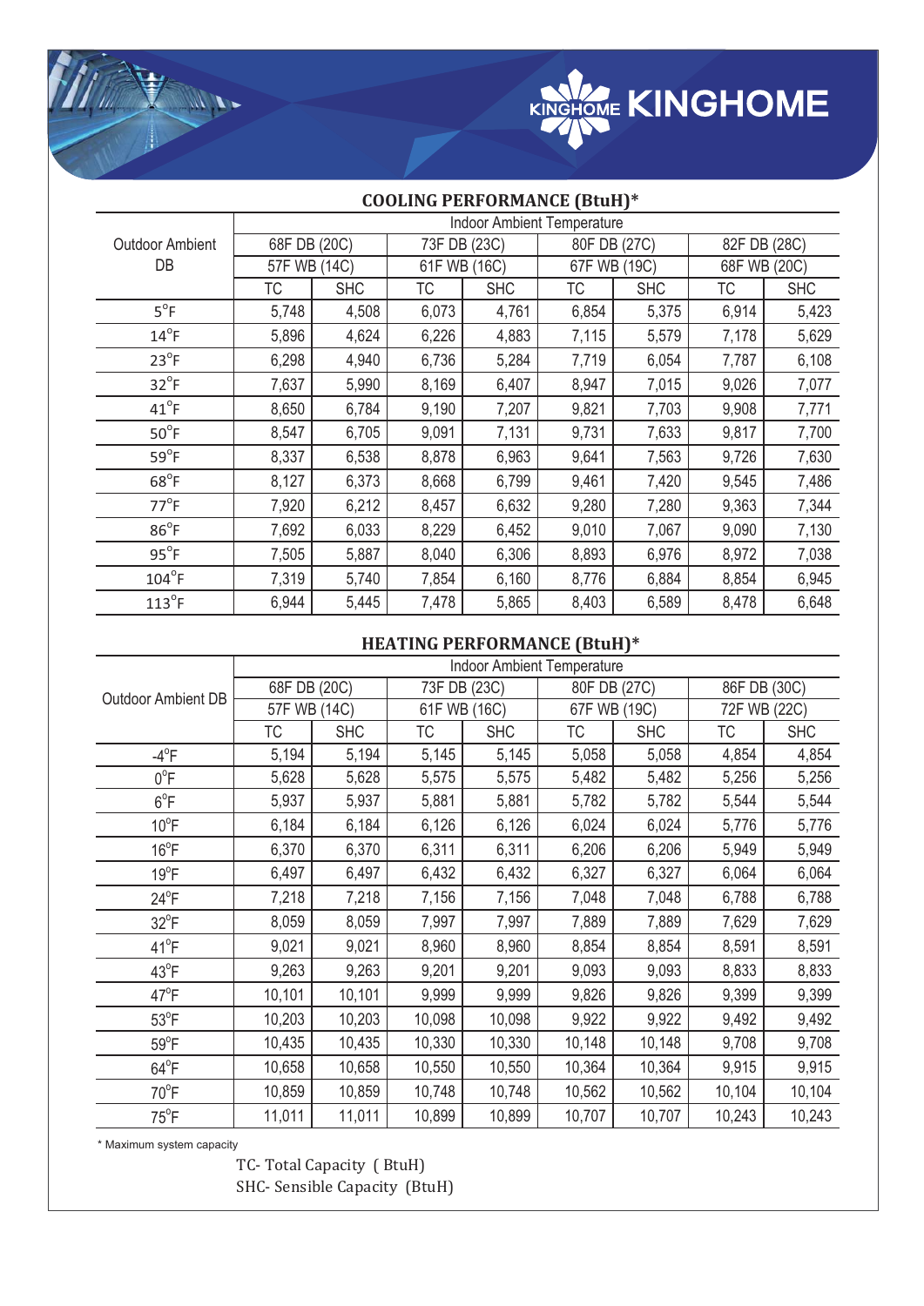## COOLING PERFORMANCE (BtuH)*

| Outdoor Ambient DB | Indoor Ambient Temperature | | | | | | | |
|---|---|---|---|---|---|---|---|---|
| | 68F DB (20C) | | 73F DB (23C) | | 80F DB (27C) | | 82F DB (28C) | |
| | 57F WB (14C) | | 61F WB (16C) | | 67F WB (19C) | | 68F WB (20C) | |
| | TC | SHC | TC | SHC | TC | SHC | TC | SHC |
| 5°F | 5,748 | 4,508 | 6,073 | 4,761 | 6,854 | 5,375 | 6,914 | 5,423 |
| 14°F | 5,896 | 4,624 | 6,226 | 4,883 | 7,115 | 5,579 | 7,178 | 5,629 |
| 23°F | 6,298 | 4,940 | 6,736 | 5,284 | 7,719 | 6,054 | 7,787 | 6,108 |
| 32°F | 7,637 | 5,990 | 8,169 | 6,407 | 8,947 | 7,015 | 9,026 | 7,077 |
| 41°F | 8,650 | 6,784 | 9,190 | 7,207 | 9,821 | 7,703 | 9,908 | 7,771 |
| 50°F | 8,547 | 6,705 | 9,091 | 7,131 | 9,731 | 7,633 | 9,817 | 7,700 |
| 59°F | 8,337 | 6,538 | 8,878 | 6,963 | 9,641 | 7,563 | 9,726 | 7,630 |
| 68°F | 8,127 | 6,373 | 8,668 | 6,799 | 9,461 | 7,420 | 9,545 | 7,486 |
| 77°F | 7,920 | 6,212 | 8,457 | 6,632 | 9,280 | 7,280 | 9,363 | 7,344 |
| 86°F | 7,692 | 6,033 | 8,229 | 6,452 | 9,010 | 7,067 | 9,090 | 7,130 |
| 95°F | 7,505 | 5,887 | 8,040 | 6,306 | 8,893 | 6,976 | 8,972 | 7,038 |
| 104°F | 7,319 | 5,740 | 7,854 | 6,160 | 8,776 | 6,884 | 8,854 | 6,945 |
| 113°F | 6,944 | 5,445 | 7,478 | 5,865 | 8,403 | 6,589 | 8,478 | 6,648 |

## HEATING PERFORMANCE (BtuH)*

| Outdoor Ambient DB | Indoor Ambient Temperature | | | | | | | |
|---|---|---|---|---|---|---|---|---|
| | 68F DB (20C) | | 73F DB (23C) | | 80F DB (27C) | | 86F DB (30C) | |
| | 57F WB (14C) | | 61F WB (16C) | | 67F WB (19C) | | 72F WB (22C) | |
| | TC | SHC | TC | SHC | TC | SHC | TC | SHC |
| -4°F | 5,194 | 5,194 | 5,145 | 5,145 | 5,058 | 5,058 | 4,854 | 4,854 |
| 0°F | 5,628 | 5,628 | 5,575 | 5,575 | 5,482 | 5,482 | 5,256 | 5,256 |
| 6°F | 5,937 | 5,937 | 5,881 | 5,881 | 5,782 | 5,782 | 5,544 | 5,544 |
| 10°F | 6,184 | 6,184 | 6,126 | 6,126 | 6,024 | 6,024 | 5,776 | 5,776 |
| 16°F | 6,370 | 6,370 | 6,311 | 6,311 | 6,206 | 6,206 | 5,949 | 5,949 |
| 19°F | 6,497 | 6,497 | 6,432 | 6,432 | 6,327 | 6,327 | 6,064 | 6,064 |
| 24°F | 7,218 | 7,218 | 7,156 | 7,156 | 7,048 | 7,048 | 6,788 | 6,788 |
| 32°F | 8,059 | 8,059 | 7,997 | 7,997 | 7,889 | 7,889 | 7,629 | 7,629 |
| 41°F | 9,021 | 9,021 | 8,960 | 8,960 | 8,854 | 8,854 | 8,591 | 8,591 |
| 43°F | 9,263 | 9,263 | 9,201 | 9,201 | 9,093 | 9,093 | 8,833 | 8,833 |
| 47°F | 10,101 | 10,101 | 9,999 | 9,999 | 9,826 | 9,826 | 9,399 | 9,399 |
| 53°F | 10,203 | 10,203 | 10,098 | 10,098 | 9,922 | 9,922 | 9,492 | 9,492 |
| 59°F | 10,435 | 10,435 | 10,330 | 10,330 | 10,148 | 10,148 | 9,708 | 9,708 |
| 64°F | 10,658 | 10,658 | 10,550 | 10,550 | 10,364 | 10,364 | 9,915 | 9,915 |
| 70°F | 10,859 | 10,859 | 10,748 | 10,748 | 10,562 | 10,562 | 10,104 | 10,104 |
| 75°F | 11,011 | 11,011 | 10,899 | 10,899 | 10,707 | 10,707 | 10,243 | 10,243 |

* Maximum system capacity

TC- Total Capacity ( BtuH)
SHC- Sensible Capacity (BtuH)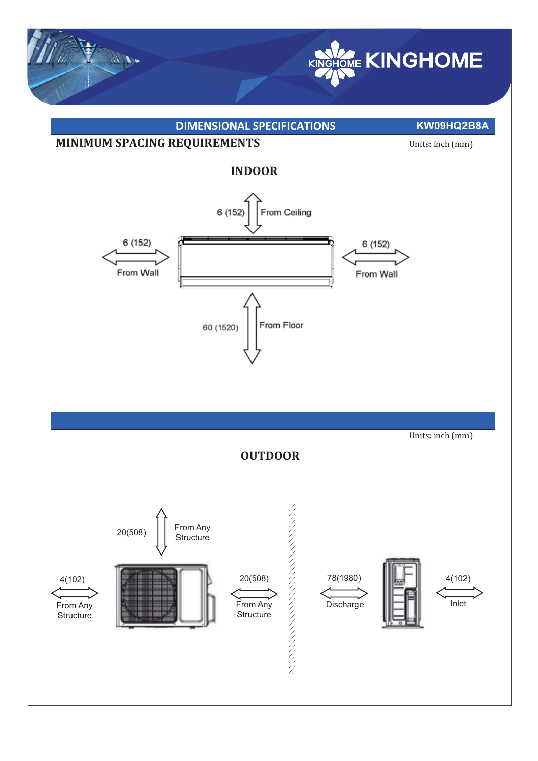## DIMENSIONAL SPECIFICATIONS — KW09HQ2B8A

### MINIMUM SPACING REQUIREMENTS

Units: inch (mm)

### INDOOR

6 (152) From Ceiling

6 (152) From Wall

6 (152) From Wall

60 (1520) From Floor

Units: inch (mm)

### OUTDOOR

20(508) From Any Structure

4(102) From Any Structure

20(508) From Any Structure

78(1980) Discharge

4(102) Inlet